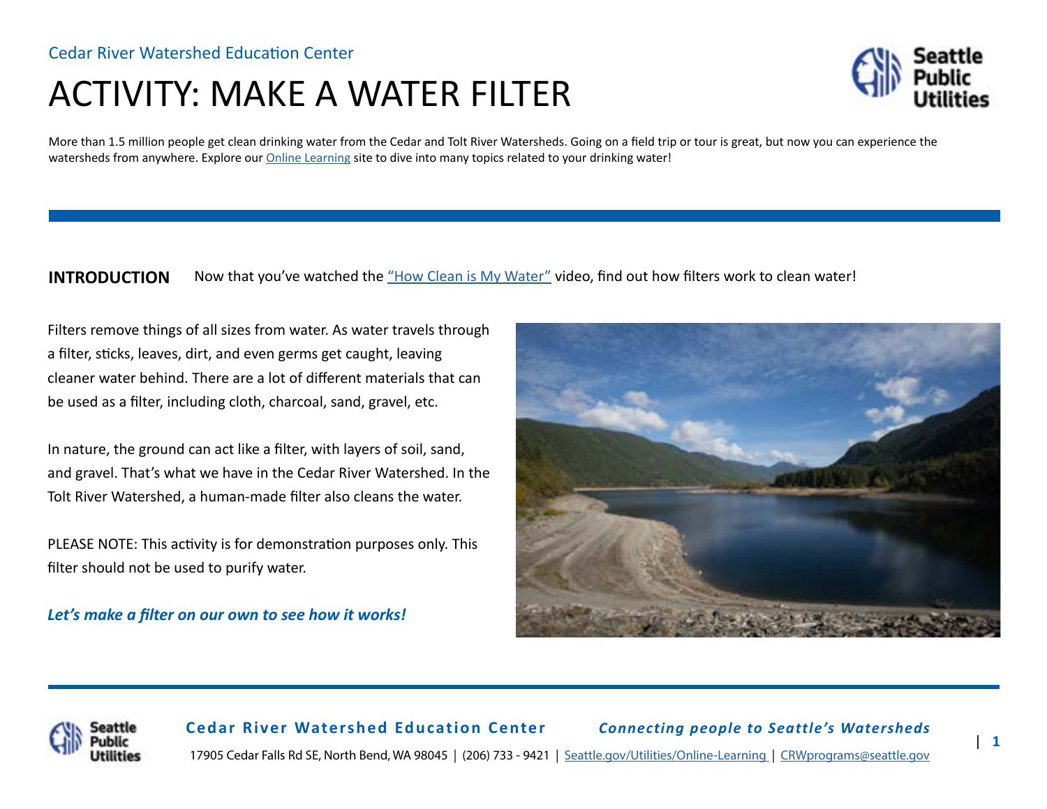Cedar River Watershed Education Center

# ACTIVITY: MAKE A WATER FILTER

More than 1.5 million people get clean drinking water from the Cedar and Tolt River Watersheds. Going on a field trip or tour is great, but now you can experience the watersheds from anywhere. Explore our Online Learning site to dive into many topics related to your drinking water!

## INTRODUCTION

Now that you've watched the "How Clean is My Water" video, find out how filters work to clean water!

Filters remove things of all sizes from water. As water travels through a filter, sticks, leaves, dirt, and even germs get caught, leaving cleaner water behind. There are a lot of different materials that can be used as a filter, including cloth, charcoal, sand, gravel, etc.

In nature, the ground can act like a filter, with layers of soil, sand, and gravel. That's what we have in the Cedar River Watershed. In the Tolt River Watershed, a human-made filter also cleans the water.

PLEASE NOTE: This activity is for demonstration purposes only. This filter should not be used to purify water.

***Let's make a filter on our own to see how it works!***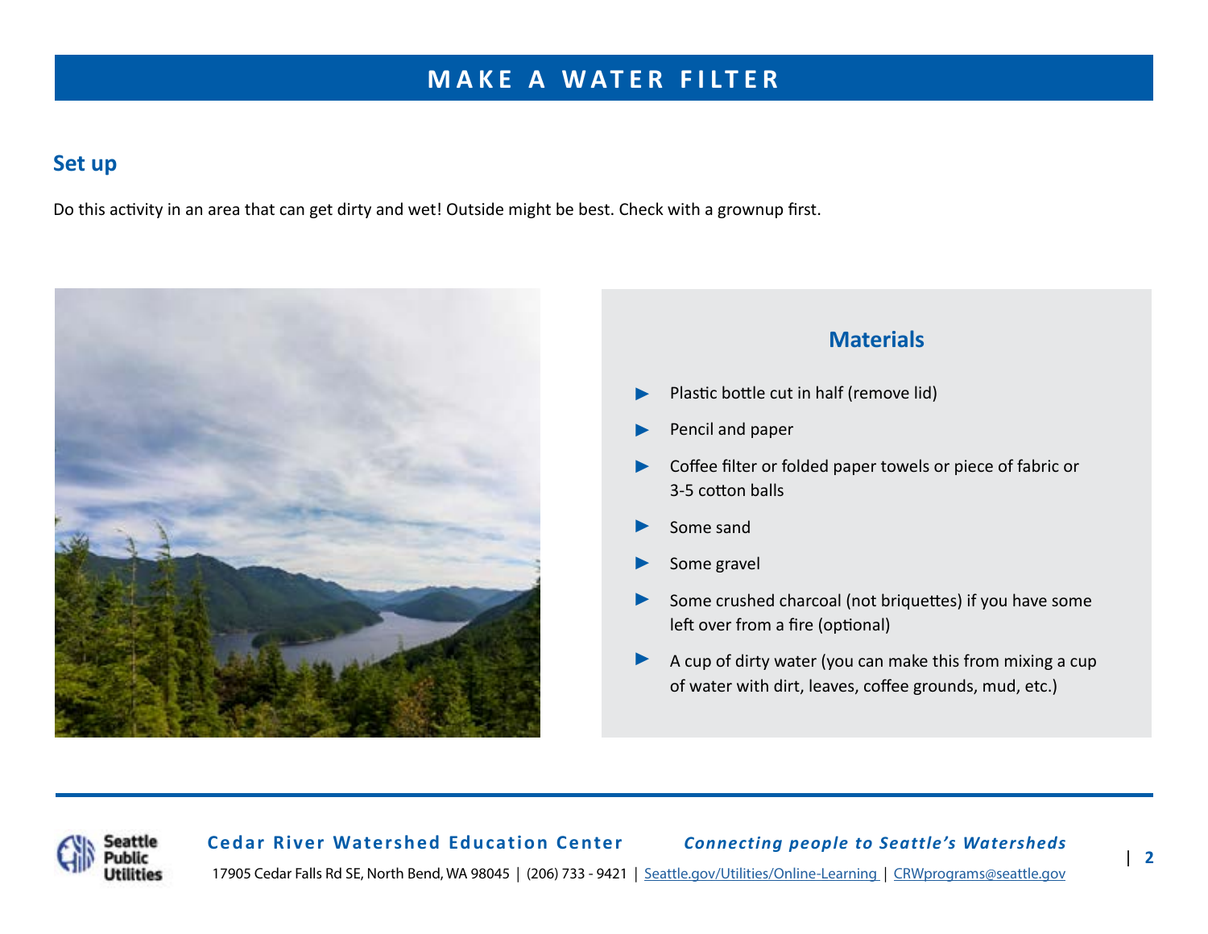# MAKE A WATER FILTER

## Set up

Do this activity in an area that can get dirty and wet! Outside might be best. Check with a grownup first.

### Materials

- Plastic bottle cut in half (remove lid)
- Pencil and paper
- Coffee filter or folded paper towels or piece of fabric or 3-5 cotton balls
- Some sand
- Some gravel
- Some crushed charcoal (not briquettes) if you have some left over from a fire (optional)
- A cup of dirty water (you can make this from mixing a cup of water with dirt, leaves, coffee grounds, mud, etc.)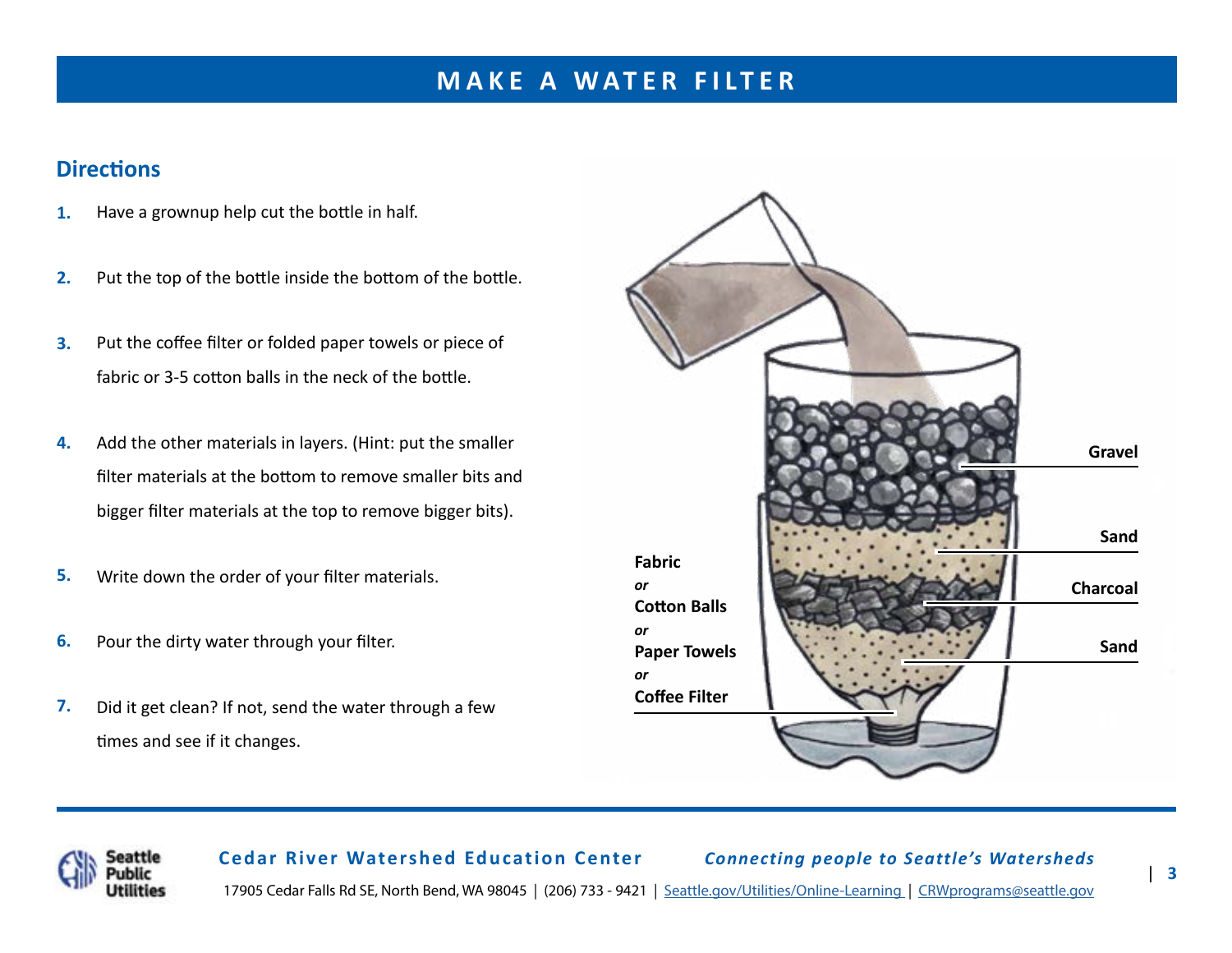# MAKE A WATER FILTER

## Directions

1. Have a grownup help cut the bottle in half.
2. Put the top of the bottle inside the bottom of the bottle.
3. Put the coffee filter or folded paper towels or piece of fabric or 3-5 cotton balls in the neck of the bottle.
4. Add the other materials in layers. (Hint: put the smaller filter materials at the bottom to remove smaller bits and bigger filter materials at the top to remove bigger bits).
5. Write down the order of your filter materials.
6. Pour the dirty water through your filter.
7. Did it get clean? If not, send the water through a few times and see if it changes.

Gravel

Sand

Charcoal

Sand

**Fabric**
*or*
**Cotton Balls**
*or*
**Paper Towels**
*or*
**Coffee Filter**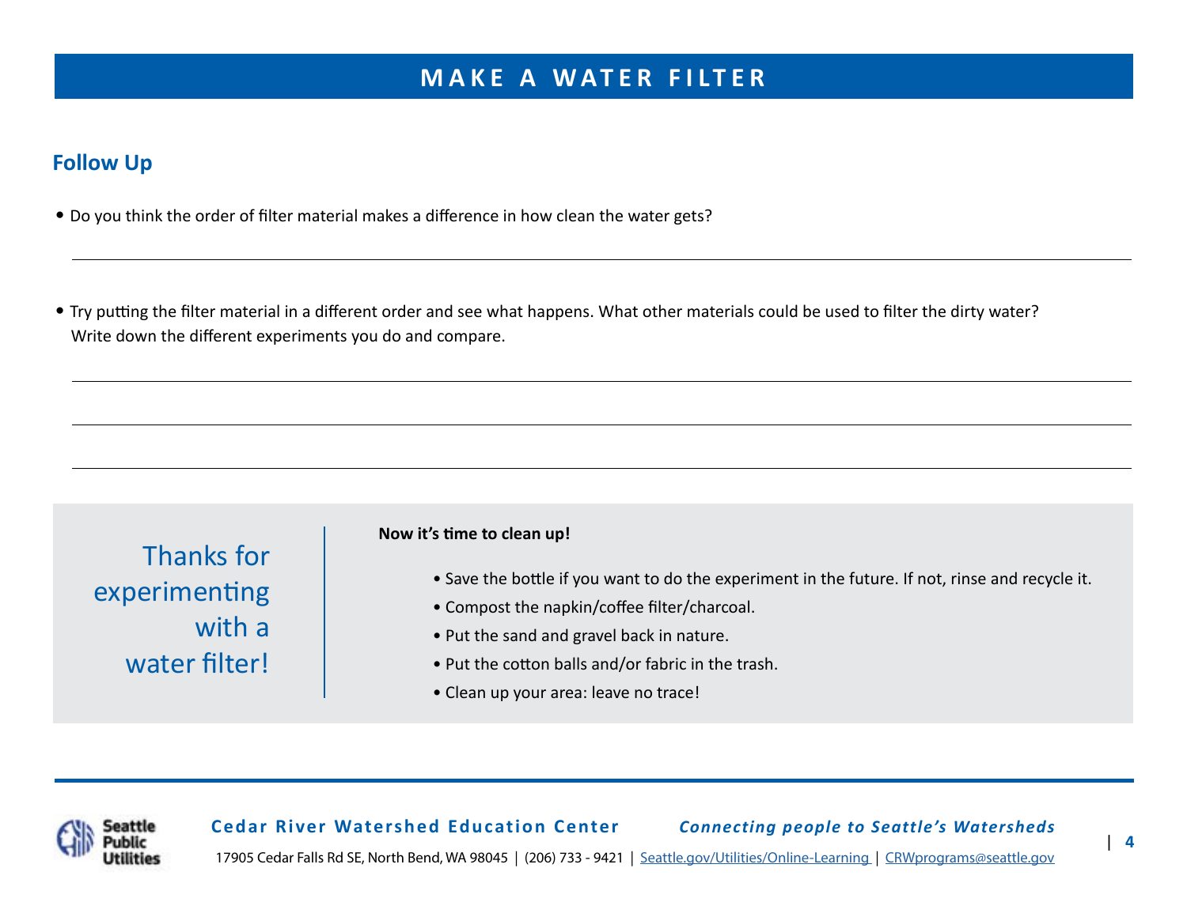# MAKE A WATER FILTER

## Follow Up

- Do you think the order of filter material makes a difference in how clean the water gets?

---

- Try putting the filter material in a different order and see what happens. What other materials could be used to filter the dirty water? Write down the different experiments you do and compare.

---

---

---

Thanks for experimenting with a water filter!

**Now it's time to clean up!**

- Save the bottle if you want to do the experiment in the future. If not, rinse and recycle it.
- Compost the napkin/coffee filter/charcoal.
- Put the sand and gravel back in nature.
- Put the cotton balls and/or fabric in the trash.
- Clean up your area: leave no trace!

Seattle Public Utilities

**Cedar River Watershed Education Center** *Connecting people to Seattle's Watersheds*

17905 Cedar Falls Rd SE, North Bend, WA 98045 | (206) 733 - 9421 | Seattle.gov/Utilities/Online-Learning | CRWprograms@seattle.gov